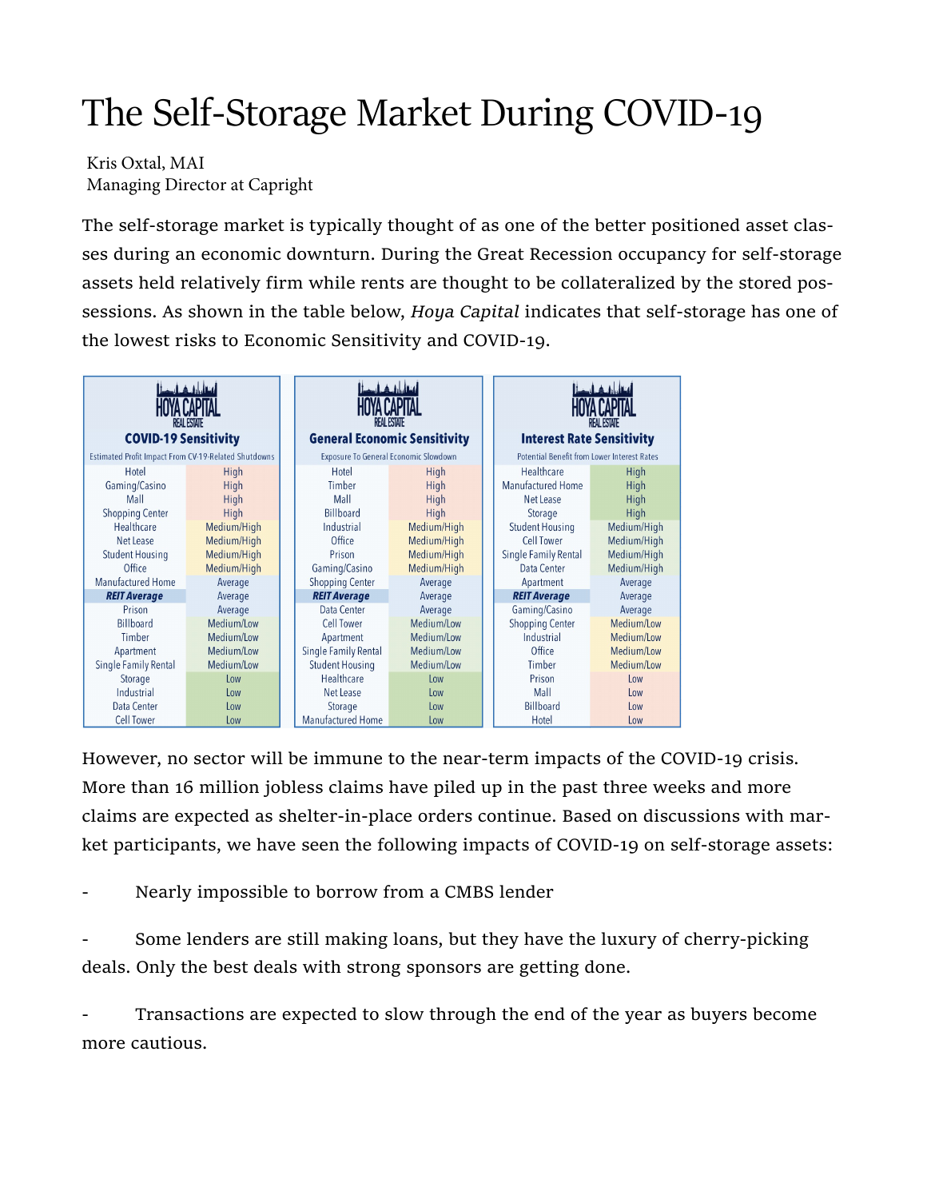# The Self-Storage Market During COVID-19

Kris Oxtal, MAI
Managing Director at Capright

The self-storage market is typically thought of as one of the better positioned asset classes during an economic downturn. During the Great Recession occupancy for self-storage assets held relatively firm while rents are thought to be collateralized by the stored possessions. As shown in the table below, *Hoya Capital* indicates that self-storage has one of the lowest risks to Economic Sensitivity and COVID-19.

| HOYA CAPITAL REAL ESTATE | |
|---|---|
| **COVID-19 Sensitivity** | |
| Estimated Profit Impact From CV-19-Related Shutdowns | |
| Hotel | High |
| Gaming/Casino | High |
| Mall | High |
| Shopping Center | High |
| Healthcare | Medium/High |
| Net Lease | Medium/High |
| Student Housing | Medium/High |
| Office | Medium/High |
| Manufactured Home | Average |
| ***REIT Average*** | Average |
| Prison | Average |
| Billboard | Medium/Low |
| Timber | Medium/Low |
| Apartment | Medium/Low |
| Single Family Rental | Medium/Low |
| Storage | Low |
| Industrial | Low |
| Data Center | Low |
| Cell Tower | Low |

| HOYA CAPITAL REAL ESTATE | |
|---|---|
| **General Economic Sensitivity** | |
| Exposure To General Economic Slowdown | |
| Hotel | High |
| Timber | High |
| Mall | High |
| Billboard | High |
| Industrial | Medium/High |
| Office | Medium/High |
| Prison | Medium/High |
| Gaming/Casino | Medium/High |
| Shopping Center | Average |
| ***REIT Average*** | Average |
| Data Center | Average |
| Cell Tower | Medium/Low |
| Apartment | Medium/Low |
| Single Family Rental | Medium/Low |
| Student Housing | Medium/Low |
| Healthcare | Low |
| Net Lease | Low |
| Storage | Low |
| Manufactured Home | Low |

| HOYA CAPITAL REAL ESTATE | |
|---|---|
| **Interest Rate Sensitivity** | |
| Potential Benefit from Lower Interest Rates | |
| Healthcare | High |
| Manufactured Home | High |
| Net Lease | High |
| Storage | High |
| Student Housing | Medium/High |
| Cell Tower | Medium/High |
| Single Family Rental | Medium/High |
| Data Center | Medium/High |
| Apartment | Average |
| ***REIT Average*** | Average |
| Gaming/Casino | Average |
| Shopping Center | Medium/Low |
| Industrial | Medium/Low |
| Office | Medium/Low |
| Timber | Medium/Low |
| Prison | Low |
| Mall | Low |
| Billboard | Low |
| Hotel | Low |

However, no sector will be immune to the near-term impacts of the COVID-19 crisis. More than 16 million jobless claims have piled up in the past three weeks and more claims are expected as shelter-in-place orders continue. Based on discussions with market participants, we have seen the following impacts of COVID-19 on self-storage assets:

- Nearly impossible to borrow from a CMBS lender
- Some lenders are still making loans, but they have the luxury of cherry-picking deals. Only the best deals with strong sponsors are getting done.
- Transactions are expected to slow through the end of the year as buyers become more cautious.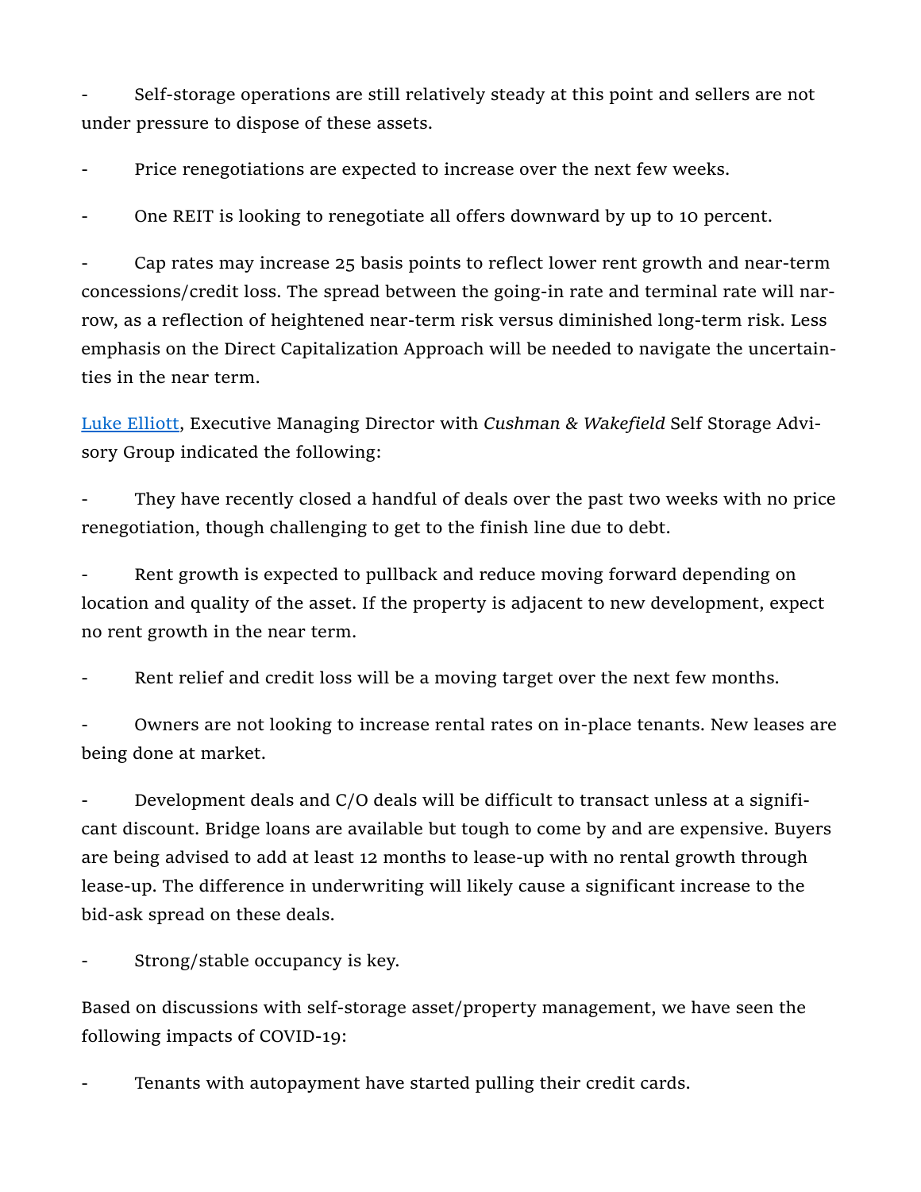- Self-storage operations are still relatively steady at this point and sellers are not under pressure to dispose of these assets.

- Price renegotiations are expected to increase over the next few weeks.

- One REIT is looking to renegotiate all offers downward by up to 10 percent.

- Cap rates may increase 25 basis points to reflect lower rent growth and near-term concessions/credit loss. The spread between the going-in rate and terminal rate will narrow, as a reflection of heightened near-term risk versus diminished long-term risk. Less emphasis on the Direct Capitalization Approach will be needed to navigate the uncertainties in the near term.

Luke Elliott, Executive Managing Director with *Cushman & Wakefield* Self Storage Advisory Group indicated the following:

- They have recently closed a handful of deals over the past two weeks with no price renegotiation, though challenging to get to the finish line due to debt.

- Rent growth is expected to pullback and reduce moving forward depending on location and quality of the asset. If the property is adjacent to new development, expect no rent growth in the near term.

- Rent relief and credit loss will be a moving target over the next few months.

- Owners are not looking to increase rental rates on in-place tenants. New leases are being done at market.

- Development deals and C/O deals will be difficult to transact unless at a significant discount. Bridge loans are available but tough to come by and are expensive. Buyers are being advised to add at least 12 months to lease-up with no rental growth through lease-up. The difference in underwriting will likely cause a significant increase to the bid-ask spread on these deals.

- Strong/stable occupancy is key.

Based on discussions with self-storage asset/property management, we have seen the following impacts of COVID-19:

- Tenants with autopayment have started pulling their credit cards.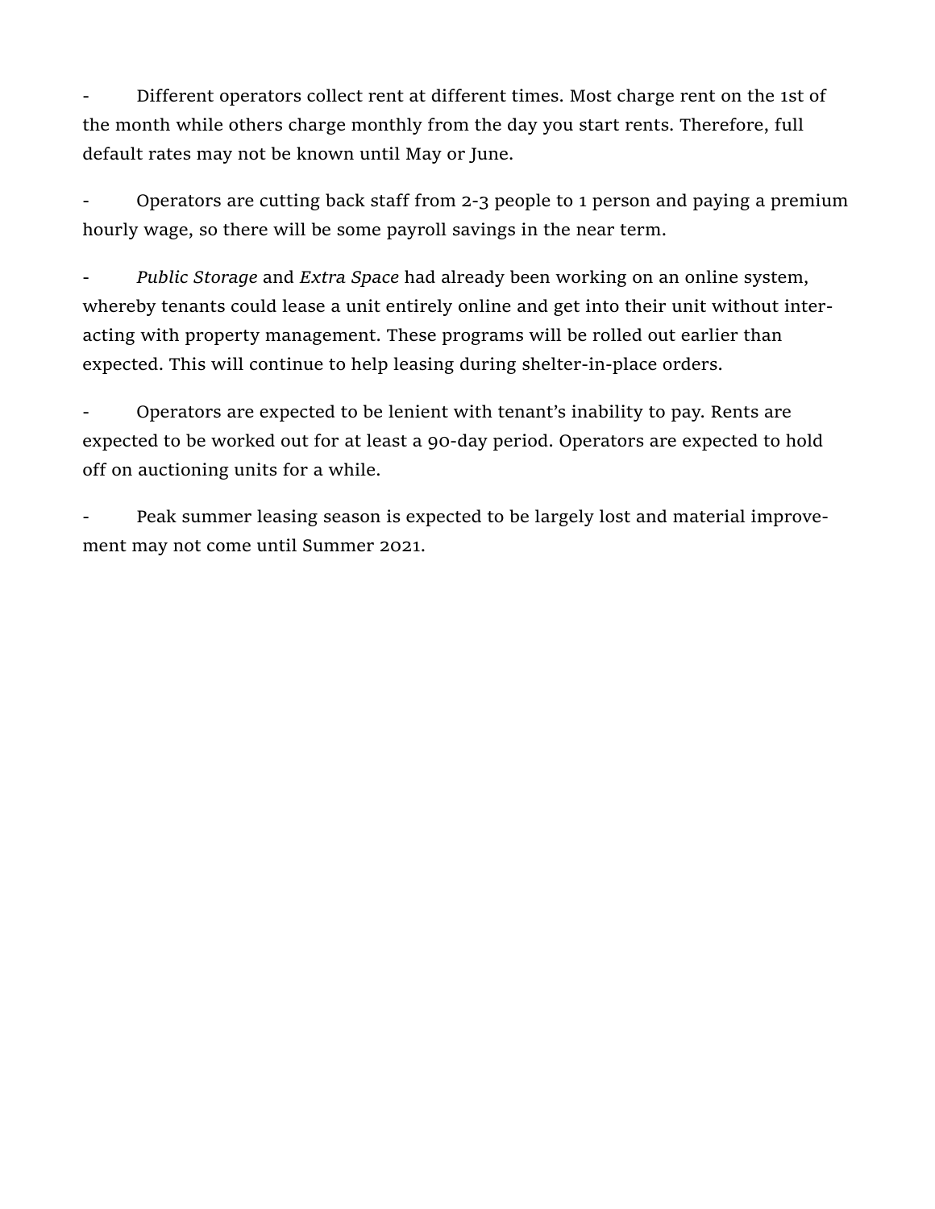- Different operators collect rent at different times. Most charge rent on the 1st of the month while others charge monthly from the day you start rents. Therefore, full default rates may not be known until May or June.

- Operators are cutting back staff from 2-3 people to 1 person and paying a premium hourly wage, so there will be some payroll savings in the near term.

- *Public Storage* and *Extra Space* had already been working on an online system, whereby tenants could lease a unit entirely online and get into their unit without interacting with property management. These programs will be rolled out earlier than expected. This will continue to help leasing during shelter-in-place orders.

- Operators are expected to be lenient with tenant's inability to pay. Rents are expected to be worked out for at least a 90-day period. Operators are expected to hold off on auctioning units for a while.

- Peak summer leasing season is expected to be largely lost and material improvement may not come until Summer 2021.